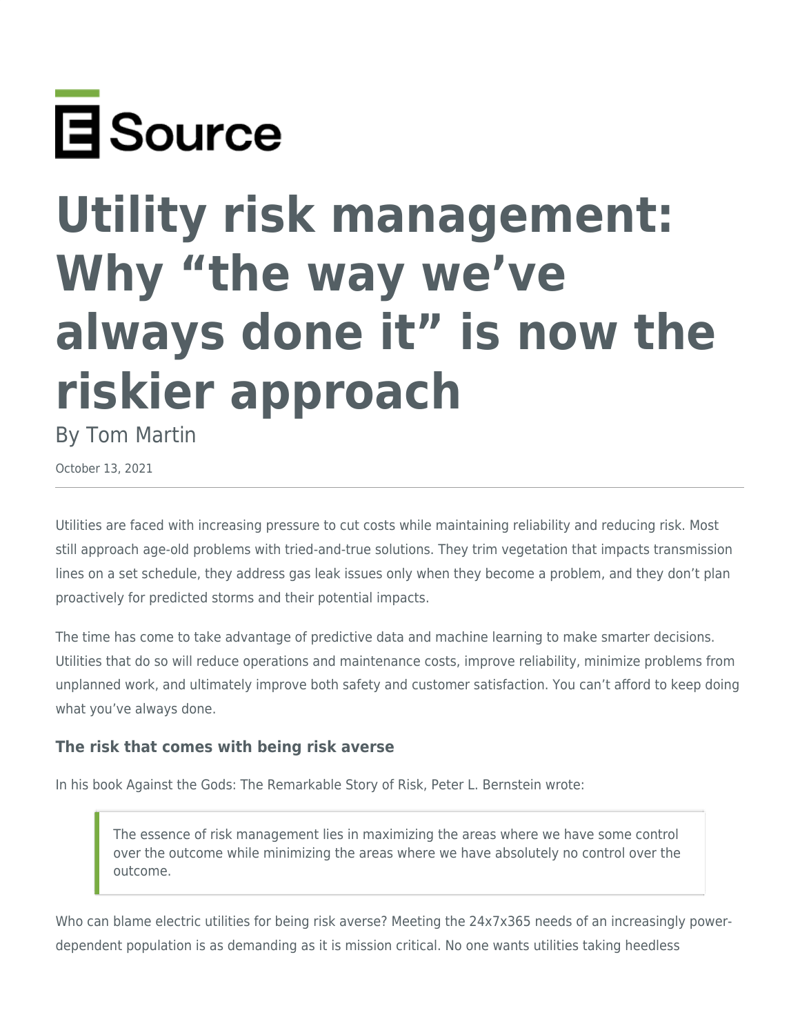E Source

# Utility risk management: Why "the way we've always done it" is now the riskier approach

By Tom Martin

October 13, 2021

---

Utilities are faced with increasing pressure to cut costs while maintaining reliability and reducing risk. Most still approach age-old problems with tried-and-true solutions. They trim vegetation that impacts transmission lines on a set schedule, they address gas leak issues only when they become a problem, and they don't plan proactively for predicted storms and their potential impacts.

The time has come to take advantage of predictive data and machine learning to make smarter decisions. Utilities that do so will reduce operations and maintenance costs, improve reliability, minimize problems from unplanned work, and ultimately improve both safety and customer satisfaction. You can't afford to keep doing what you've always done.

### The risk that comes with being risk averse

In his book Against the Gods: The Remarkable Story of Risk, Peter L. Bernstein wrote:

> The essence of risk management lies in maximizing the areas where we have some control over the outcome while minimizing the areas where we have absolutely no control over the outcome.

Who can blame electric utilities for being risk averse? Meeting the 24x7x365 needs of an increasingly power-dependent population is as demanding as it is mission critical. No one wants utilities taking heedless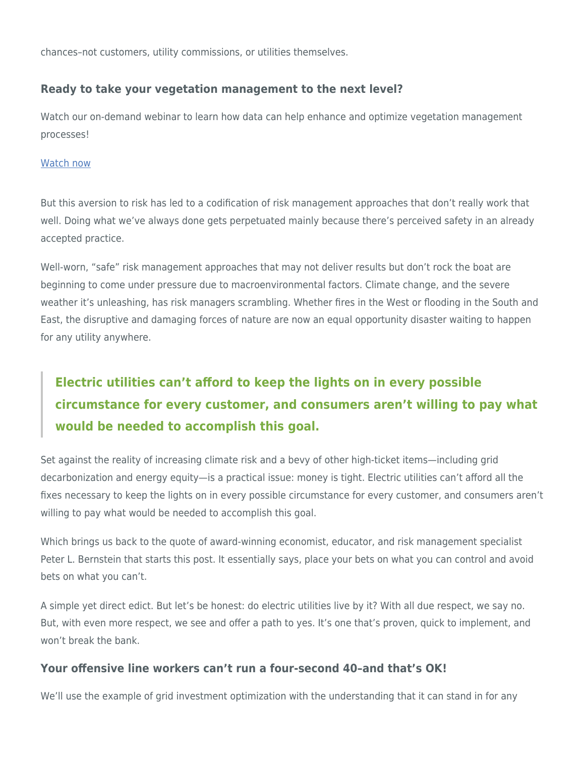chances–not customers, utility commissions, or utilities themselves.

### Ready to take your vegetation management to the next level?

Watch our on-demand webinar to learn how data can help enhance and optimize vegetation management processes!

[Watch now]()

But this aversion to risk has led to a codification of risk management approaches that don't really work that well. Doing what we've always done gets perpetuated mainly because there's perceived safety in an already accepted practice.

Well-worn, "safe" risk management approaches that may not deliver results but don't rock the boat are beginning to come under pressure due to macroenvironmental factors. Climate change, and the severe weather it's unleashing, has risk managers scrambling. Whether fires in the West or flooding in the South and East, the disruptive and damaging forces of nature are now an equal opportunity disaster waiting to happen for any utility anywhere.

> **Electric utilities can't afford to keep the lights on in every possible circumstance for every customer, and consumers aren't willing to pay what would be needed to accomplish this goal.**

Set against the reality of increasing climate risk and a bevy of other high-ticket items—including grid decarbonization and energy equity—is a practical issue: money is tight. Electric utilities can't afford all the fixes necessary to keep the lights on in every possible circumstance for every customer, and consumers aren't willing to pay what would be needed to accomplish this goal.

Which brings us back to the quote of award-winning economist, educator, and risk management specialist Peter L. Bernstein that starts this post. It essentially says, place your bets on what you can control and avoid bets on what you can't.

A simple yet direct edict. But let's be honest: do electric utilities live by it? With all due respect, we say no. But, with even more respect, we see and offer a path to yes. It's one that's proven, quick to implement, and won't break the bank.

### Your offensive line workers can't run a four-second 40–and that's OK!

We'll use the example of grid investment optimization with the understanding that it can stand in for any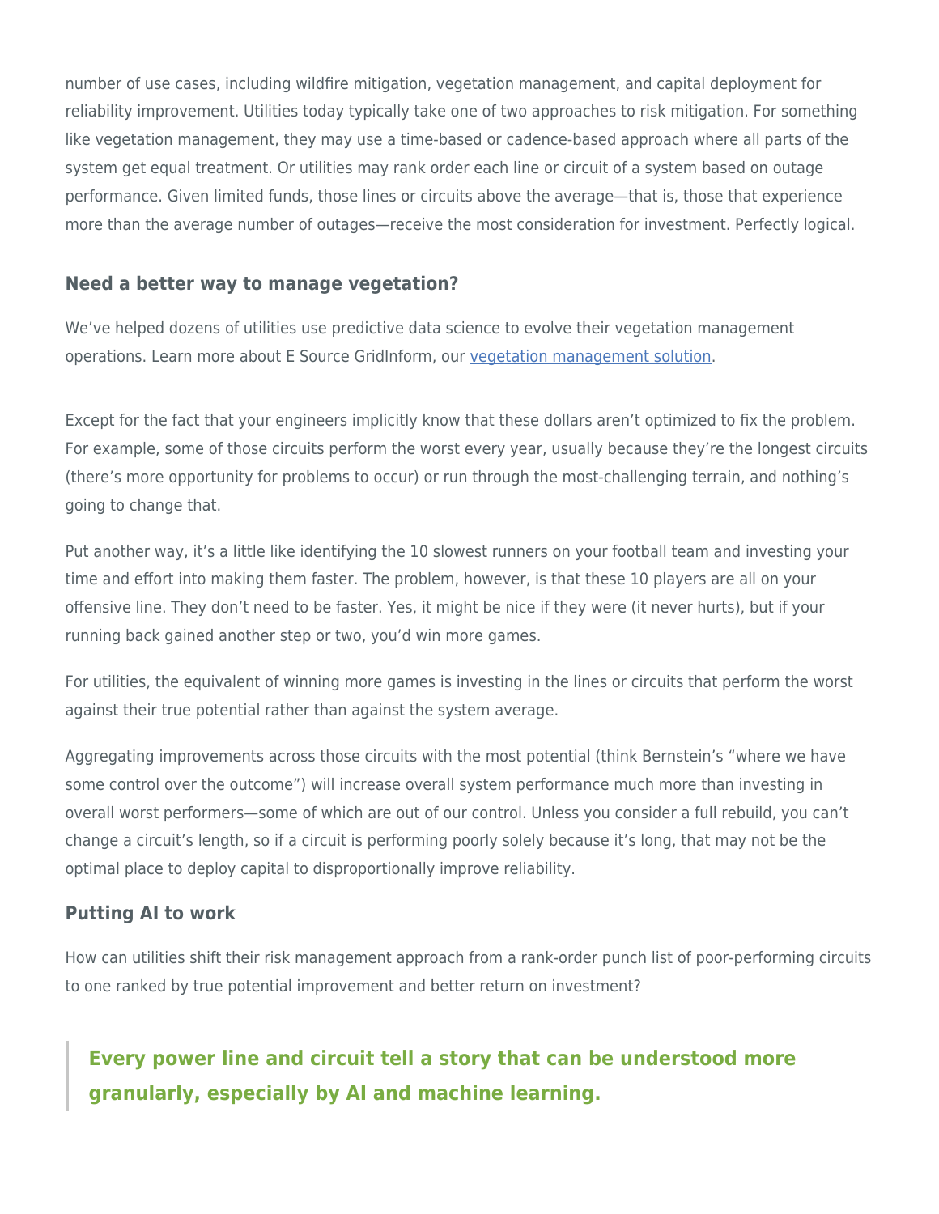number of use cases, including wildfire mitigation, vegetation management, and capital deployment for reliability improvement. Utilities today typically take one of two approaches to risk mitigation. For something like vegetation management, they may use a time-based or cadence-based approach where all parts of the system get equal treatment. Or utilities may rank order each line or circuit of a system based on outage performance. Given limited funds, those lines or circuits above the average—that is, those that experience more than the average number of outages—receive the most consideration for investment. Perfectly logical.

### Need a better way to manage vegetation?

We've helped dozens of utilities use predictive data science to evolve their vegetation management operations. Learn more about E Source GridInform, our [vegetation management solution](vegetation management solution).

Except for the fact that your engineers implicitly know that these dollars aren't optimized to fix the problem. For example, some of those circuits perform the worst every year, usually because they're the longest circuits (there's more opportunity for problems to occur) or run through the most-challenging terrain, and nothing's going to change that.

Put another way, it's a little like identifying the 10 slowest runners on your football team and investing your time and effort into making them faster. The problem, however, is that these 10 players are all on your offensive line. They don't need to be faster. Yes, it might be nice if they were (it never hurts), but if your running back gained another step or two, you'd win more games.

For utilities, the equivalent of winning more games is investing in the lines or circuits that perform the worst against their true potential rather than against the system average.

Aggregating improvements across those circuits with the most potential (think Bernstein's "where we have some control over the outcome") will increase overall system performance much more than investing in overall worst performers—some of which are out of our control. Unless you consider a full rebuild, you can't change a circuit's length, so if a circuit is performing poorly solely because it's long, that may not be the optimal place to deploy capital to disproportionally improve reliability.

### Putting AI to work

How can utilities shift their risk management approach from a rank-order punch list of poor-performing circuits to one ranked by true potential improvement and better return on investment?

> **Every power line and circuit tell a story that can be understood more granularly, especially by AI and machine learning.**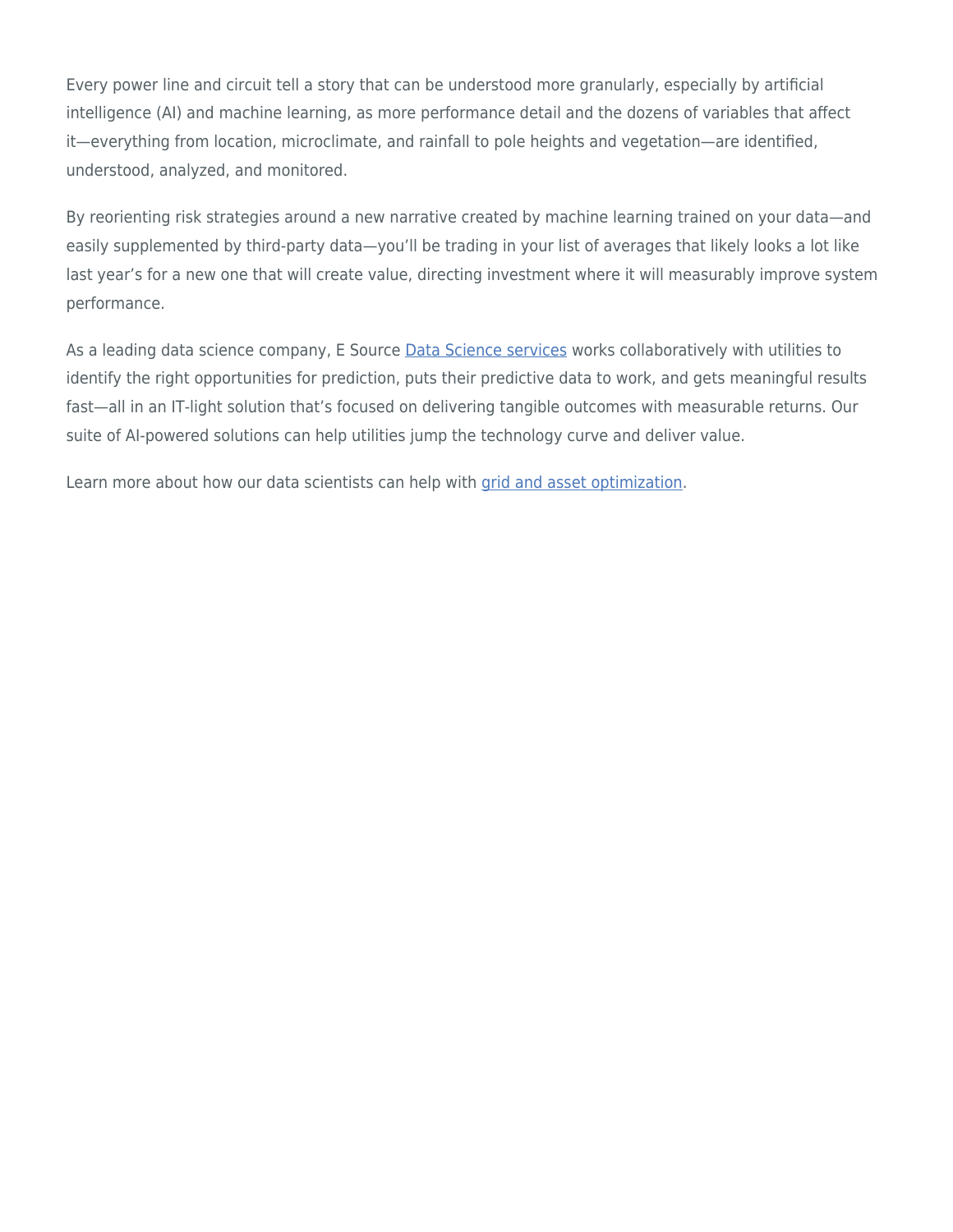Every power line and circuit tell a story that can be understood more granularly, especially by artificial intelligence (AI) and machine learning, as more performance detail and the dozens of variables that affect it—everything from location, microclimate, and rainfall to pole heights and vegetation—are identified, understood, analyzed, and monitored.

By reorienting risk strategies around a new narrative created by machine learning trained on your data—and easily supplemented by third-party data—you'll be trading in your list of averages that likely looks a lot like last year's for a new one that will create value, directing investment where it will measurably improve system performance.

As a leading data science company, E Source Data Science services works collaboratively with utilities to identify the right opportunities for prediction, puts their predictive data to work, and gets meaningful results fast—all in an IT-light solution that's focused on delivering tangible outcomes with measurable returns. Our suite of AI-powered solutions can help utilities jump the technology curve and deliver value.

Learn more about how our data scientists can help with grid and asset optimization.